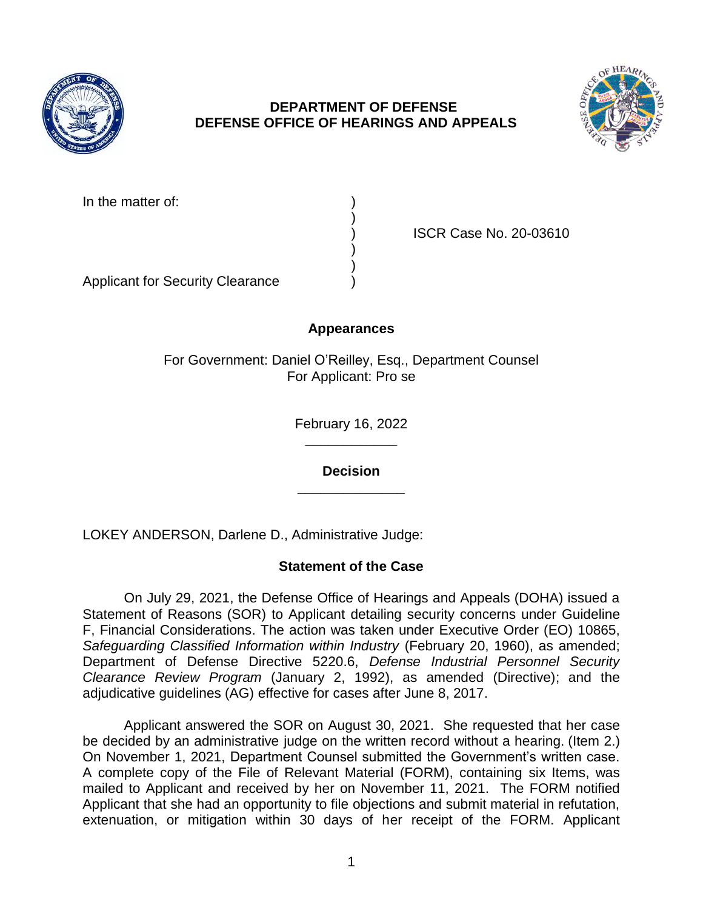**DEPARTMENT OF DEFENSE**
**DEFENSE OFFICE OF HEARINGS AND APPEALS**

In the matter of: )
)
) ISCR Case No. 20-03610
)
)
Applicant for Security Clearance )

**Appearances**

For Government: Daniel O'Reilley, Esq., Department Counsel
For Applicant: Pro se

February 16, 2022

______________

**Decision**

______________

LOKEY ANDERSON, Darlene D., Administrative Judge:

**Statement of the Case**

On July 29, 2021, the Defense Office of Hearings and Appeals (DOHA) issued a Statement of Reasons (SOR) to Applicant detailing security concerns under Guideline F, Financial Considerations. The action was taken under Executive Order (EO) 10865, *Safeguarding Classified Information within Industry* (February 20, 1960), as amended; Department of Defense Directive 5220.6, *Defense Industrial Personnel Security Clearance Review Program* (January 2, 1992), as amended (Directive); and the adjudicative guidelines (AG) effective for cases after June 8, 2017.

Applicant answered the SOR on August 30, 2021. She requested that her case be decided by an administrative judge on the written record without a hearing. (Item 2.) On November 1, 2021, Department Counsel submitted the Government's written case. A complete copy of the File of Relevant Material (FORM), containing six Items, was mailed to Applicant and received by her on November 11, 2021. The FORM notified Applicant that she had an opportunity to file objections and submit material in refutation, extenuation, or mitigation within 30 days of her receipt of the FORM. Applicant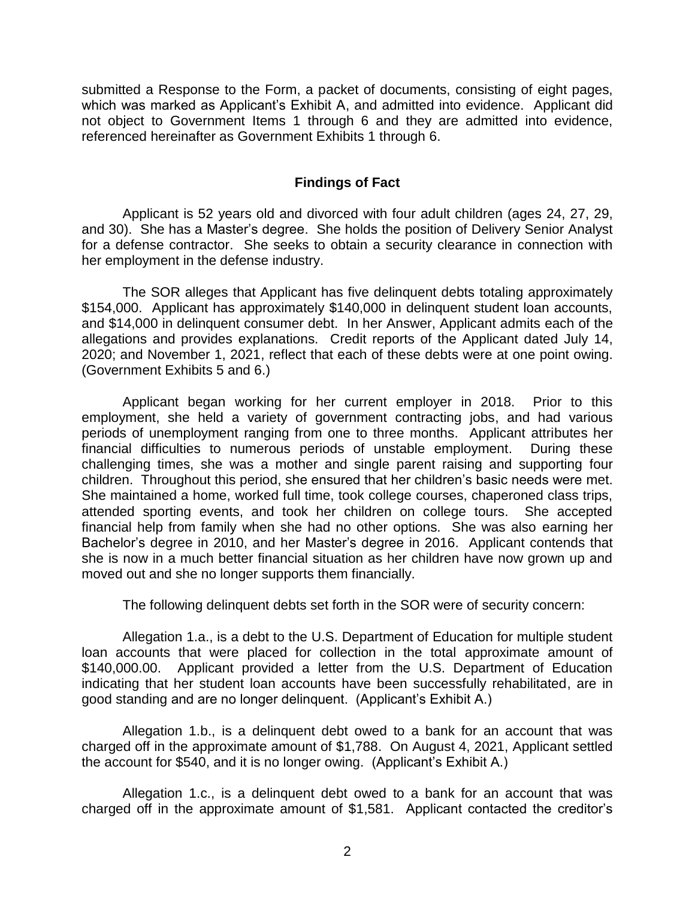submitted a Response to the Form, a packet of documents, consisting of eight pages, which was marked as Applicant's Exhibit A, and admitted into evidence. Applicant did not object to Government Items 1 through 6 and they are admitted into evidence, referenced hereinafter as Government Exhibits 1 through 6.

## Findings of Fact

Applicant is 52 years old and divorced with four adult children (ages 24, 27, 29, and 30). She has a Master's degree. She holds the position of Delivery Senior Analyst for a defense contractor. She seeks to obtain a security clearance in connection with her employment in the defense industry.

The SOR alleges that Applicant has five delinquent debts totaling approximately $154,000. Applicant has approximately $140,000 in delinquent student loan accounts, and $14,000 in delinquent consumer debt. In her Answer, Applicant admits each of the allegations and provides explanations. Credit reports of the Applicant dated July 14, 2020; and November 1, 2021, reflect that each of these debts were at one point owing. (Government Exhibits 5 and 6.)

Applicant began working for her current employer in 2018. Prior to this employment, she held a variety of government contracting jobs, and had various periods of unemployment ranging from one to three months. Applicant attributes her financial difficulties to numerous periods of unstable employment. During these challenging times, she was a mother and single parent raising and supporting four children. Throughout this period, she ensured that her children's basic needs were met. She maintained a home, worked full time, took college courses, chaperoned class trips, attended sporting events, and took her children on college tours. She accepted financial help from family when she had no other options. She was also earning her Bachelor's degree in 2010, and her Master's degree in 2016. Applicant contends that she is now in a much better financial situation as her children have now grown up and moved out and she no longer supports them financially.

The following delinquent debts set forth in the SOR were of security concern:

Allegation 1.a., is a debt to the U.S. Department of Education for multiple student loan accounts that were placed for collection in the total approximate amount of $140,000.00. Applicant provided a letter from the U.S. Department of Education indicating that her student loan accounts have been successfully rehabilitated, are in good standing and are no longer delinquent. (Applicant's Exhibit A.)

Allegation 1.b., is a delinquent debt owed to a bank for an account that was charged off in the approximate amount of $1,788. On August 4, 2021, Applicant settled the account for $540, and it is no longer owing. (Applicant's Exhibit A.)

Allegation 1.c., is a delinquent debt owed to a bank for an account that was charged off in the approximate amount of $1,581. Applicant contacted the creditor's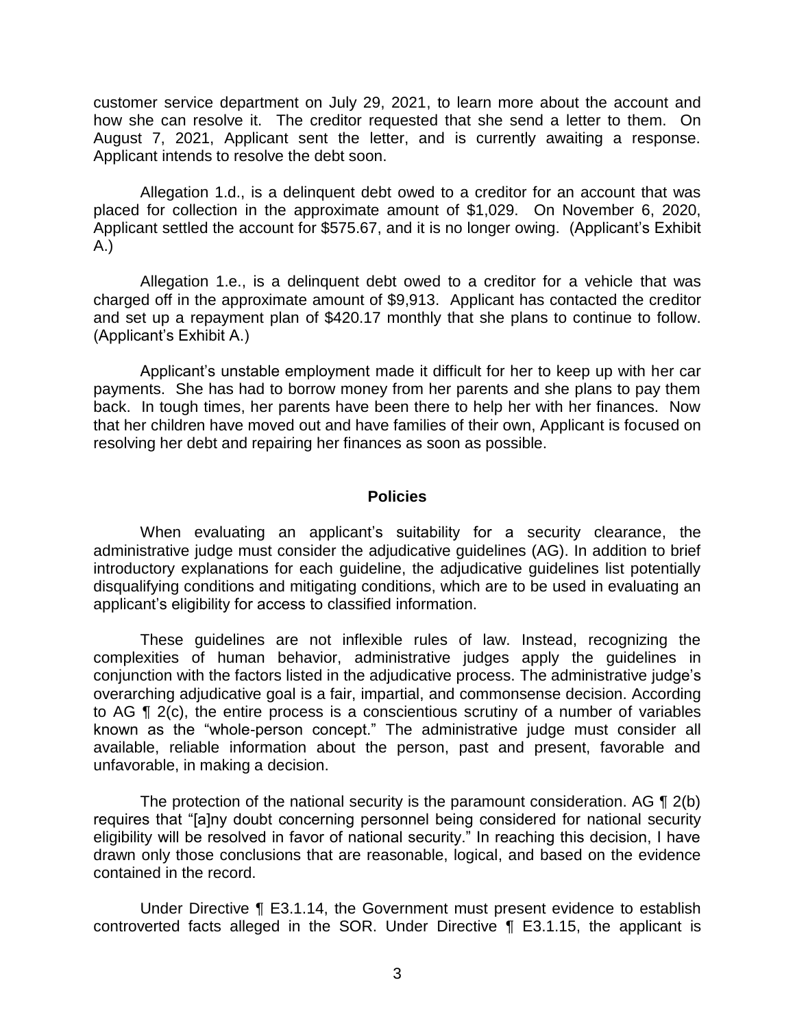customer service department on July 29, 2021, to learn more about the account and how she can resolve it. The creditor requested that she send a letter to them. On August 7, 2021, Applicant sent the letter, and is currently awaiting a response. Applicant intends to resolve the debt soon.

Allegation 1.d., is a delinquent debt owed to a creditor for an account that was placed for collection in the approximate amount of $1,029. On November 6, 2020, Applicant settled the account for $575.67, and it is no longer owing. (Applicant's Exhibit A.)

Allegation 1.e., is a delinquent debt owed to a creditor for a vehicle that was charged off in the approximate amount of $9,913. Applicant has contacted the creditor and set up a repayment plan of $420.17 monthly that she plans to continue to follow. (Applicant's Exhibit A.)

Applicant's unstable employment made it difficult for her to keep up with her car payments. She has had to borrow money from her parents and she plans to pay them back. In tough times, her parents have been there to help her with her finances. Now that her children have moved out and have families of their own, Applicant is focused on resolving her debt and repairing her finances as soon as possible.

## Policies

When evaluating an applicant's suitability for a security clearance, the administrative judge must consider the adjudicative guidelines (AG). In addition to brief introductory explanations for each guideline, the adjudicative guidelines list potentially disqualifying conditions and mitigating conditions, which are to be used in evaluating an applicant's eligibility for access to classified information.

These guidelines are not inflexible rules of law. Instead, recognizing the complexities of human behavior, administrative judges apply the guidelines in conjunction with the factors listed in the adjudicative process. The administrative judge's overarching adjudicative goal is a fair, impartial, and commonsense decision. According to AG ¶ 2(c), the entire process is a conscientious scrutiny of a number of variables known as the "whole-person concept." The administrative judge must consider all available, reliable information about the person, past and present, favorable and unfavorable, in making a decision.

The protection of the national security is the paramount consideration. AG ¶ 2(b) requires that "[a]ny doubt concerning personnel being considered for national security eligibility will be resolved in favor of national security." In reaching this decision, I have drawn only those conclusions that are reasonable, logical, and based on the evidence contained in the record.

Under Directive ¶ E3.1.14, the Government must present evidence to establish controverted facts alleged in the SOR. Under Directive ¶ E3.1.15, the applicant is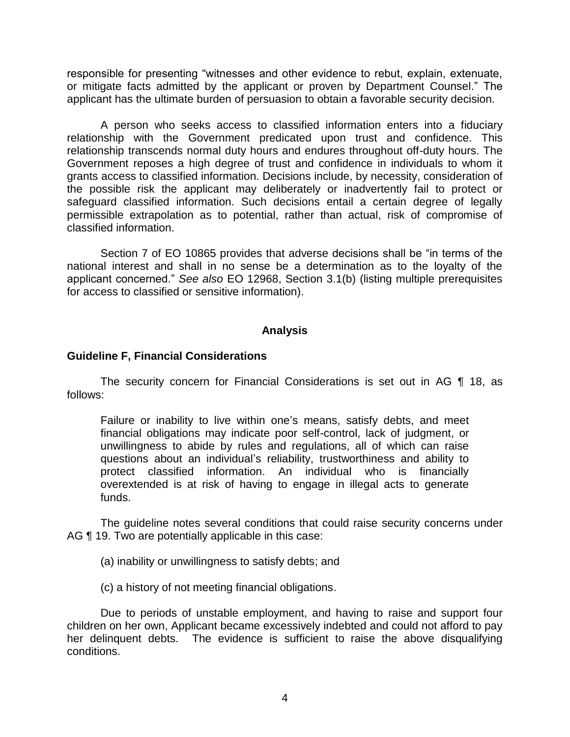responsible for presenting "witnesses and other evidence to rebut, explain, extenuate, or mitigate facts admitted by the applicant or proven by Department Counsel." The applicant has the ultimate burden of persuasion to obtain a favorable security decision.

A person who seeks access to classified information enters into a fiduciary relationship with the Government predicated upon trust and confidence. This relationship transcends normal duty hours and endures throughout off-duty hours. The Government reposes a high degree of trust and confidence in individuals to whom it grants access to classified information. Decisions include, by necessity, consideration of the possible risk the applicant may deliberately or inadvertently fail to protect or safeguard classified information. Such decisions entail a certain degree of legally permissible extrapolation as to potential, rather than actual, risk of compromise of classified information.

Section 7 of EO 10865 provides that adverse decisions shall be "in terms of the national interest and shall in no sense be a determination as to the loyalty of the applicant concerned." *See also* EO 12968, Section 3.1(b) (listing multiple prerequisites for access to classified or sensitive information).

## Analysis

### Guideline F, Financial Considerations

The security concern for Financial Considerations is set out in AG ¶ 18, as follows:

> Failure or inability to live within one's means, satisfy debts, and meet financial obligations may indicate poor self-control, lack of judgment, or unwillingness to abide by rules and regulations, all of which can raise questions about an individual's reliability, trustworthiness and ability to protect classified information. An individual who is financially overextended is at risk of having to engage in illegal acts to generate funds.

The guideline notes several conditions that could raise security concerns under AG ¶ 19. Two are potentially applicable in this case:

> (a) inability or unwillingness to satisfy debts; and
>
> (c) a history of not meeting financial obligations.

Due to periods of unstable employment, and having to raise and support four children on her own, Applicant became excessively indebted and could not afford to pay her delinquent debts. The evidence is sufficient to raise the above disqualifying conditions.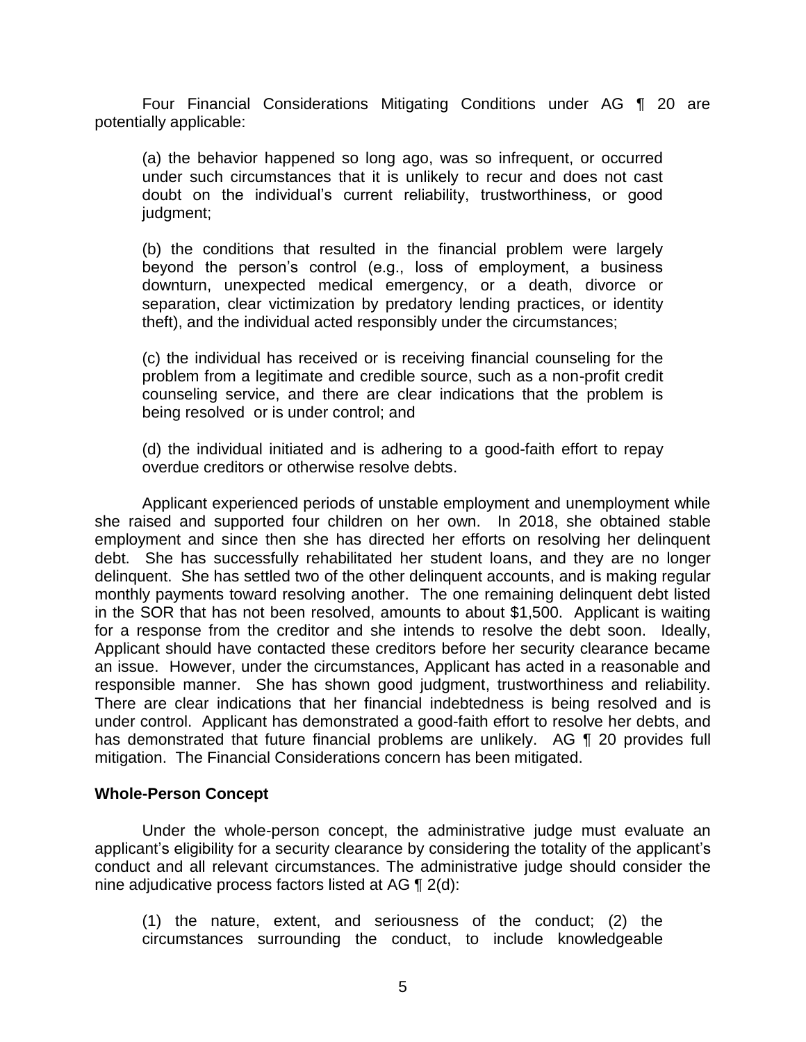Four Financial Considerations Mitigating Conditions under AG ¶ 20 are potentially applicable:

> (a) the behavior happened so long ago, was so infrequent, or occurred under such circumstances that it is unlikely to recur and does not cast doubt on the individual's current reliability, trustworthiness, or good judgment;
>
> (b) the conditions that resulted in the financial problem were largely beyond the person's control (e.g., loss of employment, a business downturn, unexpected medical emergency, or a death, divorce or separation, clear victimization by predatory lending practices, or identity theft), and the individual acted responsibly under the circumstances;
>
> (c) the individual has received or is receiving financial counseling for the problem from a legitimate and credible source, such as a non-profit credit counseling service, and there are clear indications that the problem is being resolved or is under control; and
>
> (d) the individual initiated and is adhering to a good-faith effort to repay overdue creditors or otherwise resolve debts.

Applicant experienced periods of unstable employment and unemployment while she raised and supported four children on her own. In 2018, she obtained stable employment and since then she has directed her efforts on resolving her delinquent debt. She has successfully rehabilitated her student loans, and they are no longer delinquent. She has settled two of the other delinquent accounts, and is making regular monthly payments toward resolving another. The one remaining delinquent debt listed in the SOR that has not been resolved, amounts to about $1,500. Applicant is waiting for a response from the creditor and she intends to resolve the debt soon. Ideally, Applicant should have contacted these creditors before her security clearance became an issue. However, under the circumstances, Applicant has acted in a reasonable and responsible manner. She has shown good judgment, trustworthiness and reliability. There are clear indications that her financial indebtedness is being resolved and is under control. Applicant has demonstrated a good-faith effort to resolve her debts, and has demonstrated that future financial problems are unlikely. AG ¶ 20 provides full mitigation. The Financial Considerations concern has been mitigated.

**Whole-Person Concept**

Under the whole-person concept, the administrative judge must evaluate an applicant's eligibility for a security clearance by considering the totality of the applicant's conduct and all relevant circumstances. The administrative judge should consider the nine adjudicative process factors listed at AG ¶ 2(d):

> (1) the nature, extent, and seriousness of the conduct; (2) the circumstances surrounding the conduct, to include knowledgeable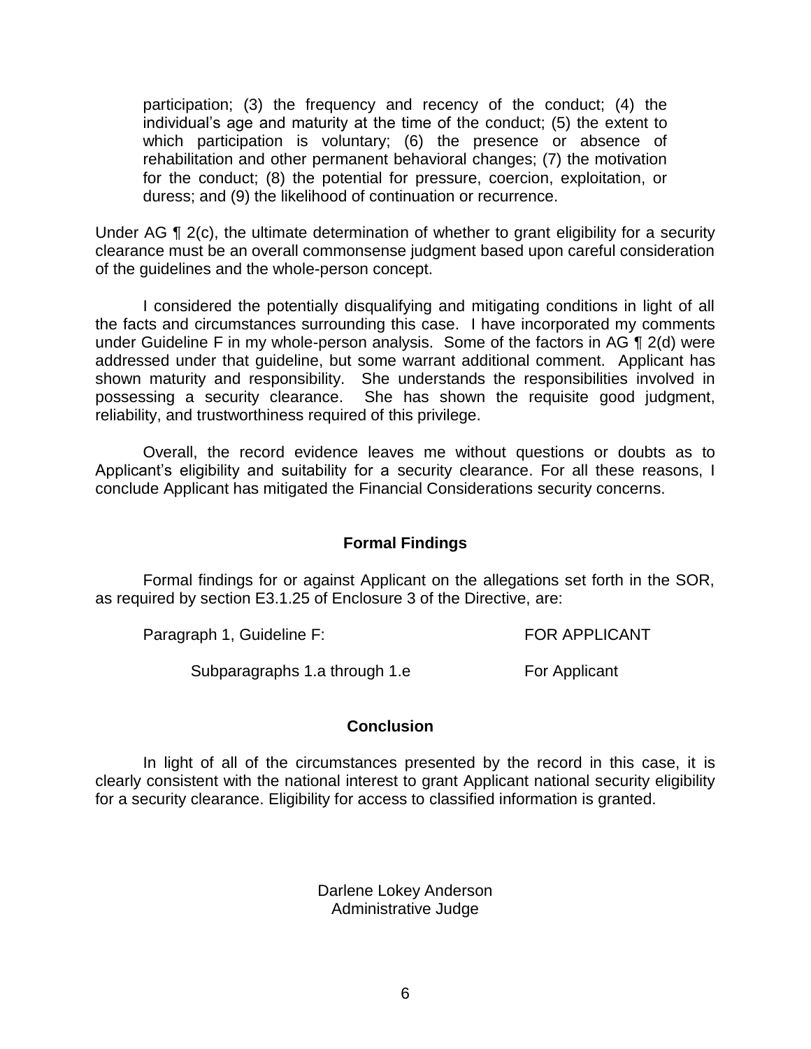participation; (3) the frequency and recency of the conduct; (4) the individual's age and maturity at the time of the conduct; (5) the extent to which participation is voluntary; (6) the presence or absence of rehabilitation and other permanent behavioral changes; (7) the motivation for the conduct; (8) the potential for pressure, coercion, exploitation, or duress; and (9) the likelihood of continuation or recurrence.

Under AG ¶ 2(c), the ultimate determination of whether to grant eligibility for a security clearance must be an overall commonsense judgment based upon careful consideration of the guidelines and the whole-person concept.

I considered the potentially disqualifying and mitigating conditions in light of all the facts and circumstances surrounding this case. I have incorporated my comments under Guideline F in my whole-person analysis. Some of the factors in AG ¶ 2(d) were addressed under that guideline, but some warrant additional comment. Applicant has shown maturity and responsibility. She understands the responsibilities involved in possessing a security clearance. She has shown the requisite good judgment, reliability, and trustworthiness required of this privilege.

Overall, the record evidence leaves me without questions or doubts as to Applicant's eligibility and suitability for a security clearance. For all these reasons, I conclude Applicant has mitigated the Financial Considerations security concerns.

## Formal Findings

Formal findings for or against Applicant on the allegations set forth in the SOR, as required by section E3.1.25 of Enclosure 3 of the Directive, are:

| | |
|---|---|
| Paragraph 1, Guideline F: | FOR APPLICANT |
| Subparagraphs 1.a through 1.e | For Applicant |

## Conclusion

In light of all of the circumstances presented by the record in this case, it is clearly consistent with the national interest to grant Applicant national security eligibility for a security clearance. Eligibility for access to classified information is granted.

Darlene Lokey Anderson
Administrative Judge